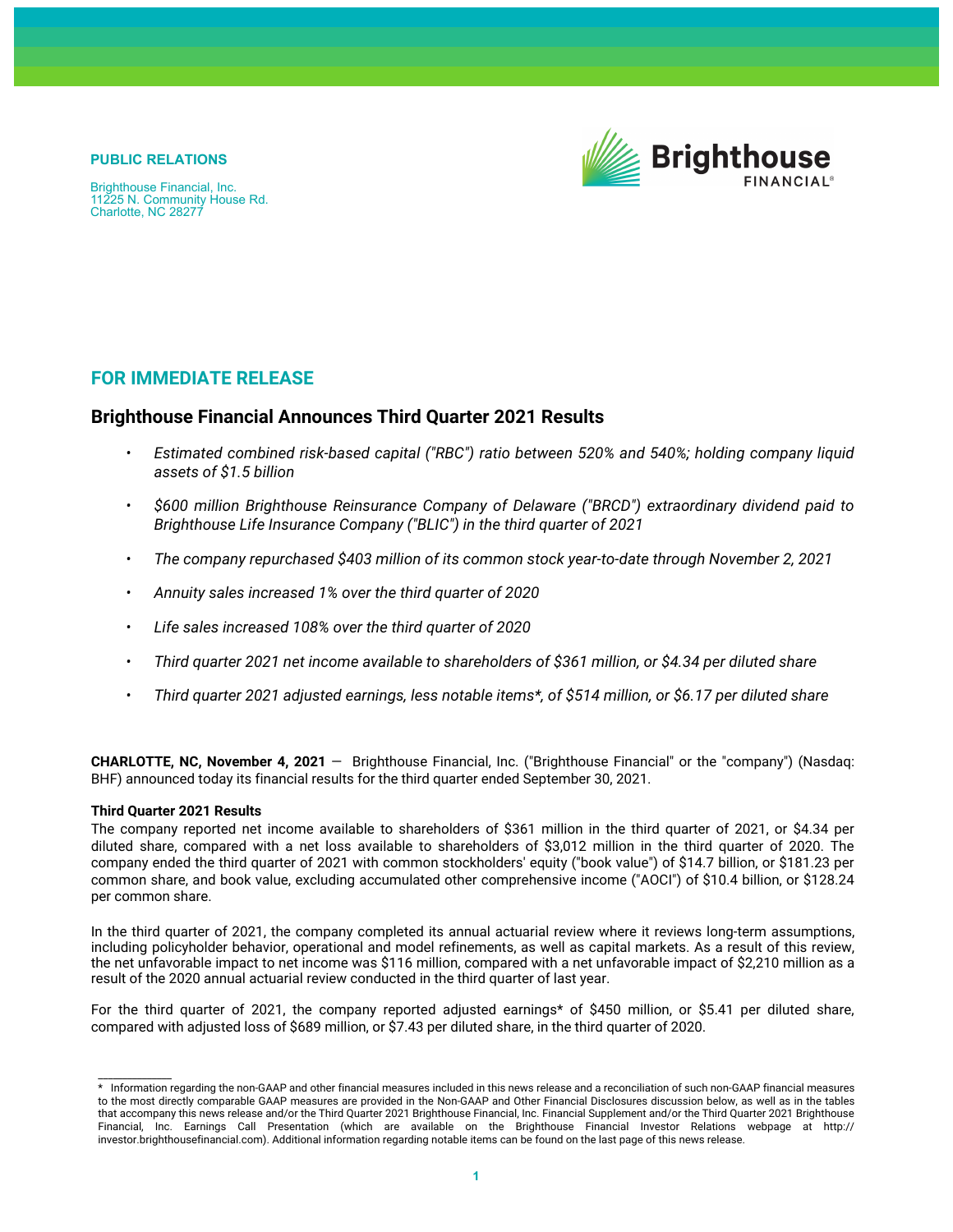**PUBLIC RELATIONS**

Brighthouse Financial, Inc.
11225 N. Community House Rd.
Charlotte, NC 28277

## FOR IMMEDIATE RELEASE

# Brighthouse Financial Announces Third Quarter 2021 Results

- *Estimated combined risk-based capital ("RBC") ratio between 520% and 540%; holding company liquid assets of $1.5 billion*
- *$600 million Brighthouse Reinsurance Company of Delaware ("BRCD") extraordinary dividend paid to Brighthouse Life Insurance Company ("BLIC") in the third quarter of 2021*
- *The company repurchased $403 million of its common stock year-to-date through November 2, 2021*
- *Annuity sales increased 1% over the third quarter of 2020*
- *Life sales increased 108% over the third quarter of 2020*
- *Third quarter 2021 net income available to shareholders of $361 million, or $4.34 per diluted share*
- *Third quarter 2021 adjusted earnings, less notable items*, of $514 million, or $6.17 per diluted share*

**CHARLOTTE, NC, November 4, 2021** — Brighthouse Financial, Inc. ("Brighthouse Financial" or the "company") (Nasdaq: BHF) announced today its financial results for the third quarter ended September 30, 2021.

**Third Quarter 2021 Results**

The company reported net income available to shareholders of $361 million in the third quarter of 2021, or $4.34 per diluted share, compared with a net loss available to shareholders of $3,012 million in the third quarter of 2020. The company ended the third quarter of 2021 with common stockholders' equity ("book value") of $14.7 billion, or $181.23 per common share, and book value, excluding accumulated other comprehensive income ("AOCI") of $10.4 billion, or $128.24 per common share.

In the third quarter of 2021, the company completed its annual actuarial review where it reviews long-term assumptions, including policyholder behavior, operational and model refinements, as well as capital markets. As a result of this review, the net unfavorable impact to net income was $116 million, compared with a net unfavorable impact of $2,210 million as a result of the 2020 annual actuarial review conducted in the third quarter of last year.

For the third quarter of 2021, the company reported adjusted earnings* of $450 million, or $5.41 per diluted share, compared with adjusted loss of $689 million, or $7.43 per diluted share, in the third quarter of 2020.

---

\* Information regarding the non-GAAP and other financial measures included in this news release and a reconciliation of such non-GAAP financial measures to the most directly comparable GAAP measures are provided in the Non-GAAP and Other Financial Disclosures discussion below, as well as in the tables that accompany this news release and/or the Third Quarter 2021 Brighthouse Financial, Inc. Financial Supplement and/or the Third Quarter 2021 Brighthouse Financial, Inc. Earnings Call Presentation (which are available on the Brighthouse Financial Investor Relations webpage at http://investor.brighthousefinancial.com). Additional information regarding notable items can be found on the last page of this news release.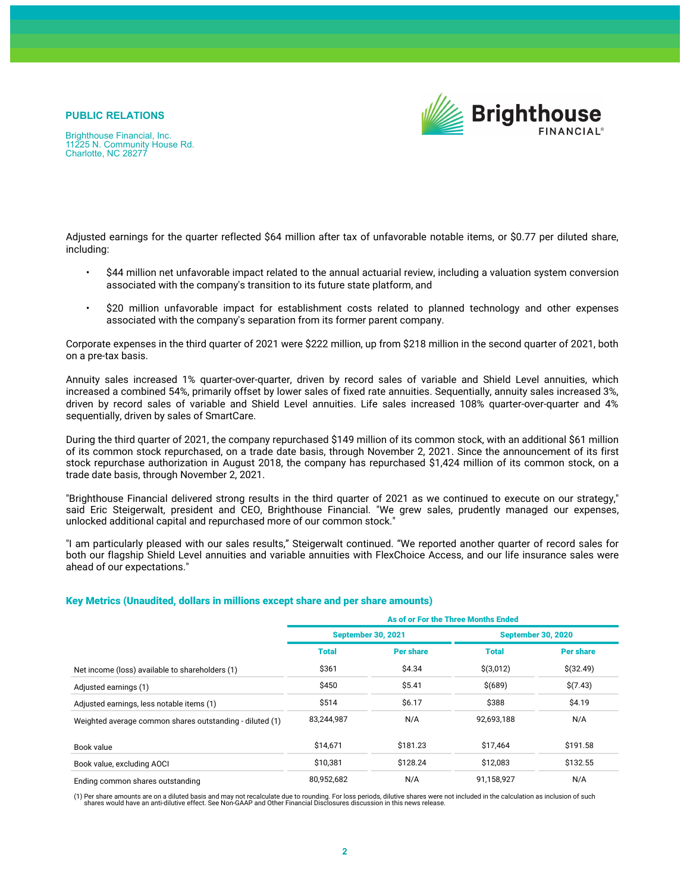**PUBLIC RELATIONS**

Brighthouse Financial, Inc.
11225 N. Community House Rd.
Charlotte, NC 28277

Adjusted earnings for the quarter reflected $64 million after tax of unfavorable notable items, or $0.77 per diluted share, including:

- $44 million net unfavorable impact related to the annual actuarial review, including a valuation system conversion associated with the company's transition to its future state platform, and
- $20 million unfavorable impact for establishment costs related to planned technology and other expenses associated with the company's separation from its former parent company.

Corporate expenses in the third quarter of 2021 were $222 million, up from $218 million in the second quarter of 2021, both on a pre-tax basis.

Annuity sales increased 1% quarter-over-quarter, driven by record sales of variable and Shield Level annuities, which increased a combined 54%, primarily offset by lower sales of fixed rate annuities. Sequentially, annuity sales increased 3%, driven by record sales of variable and Shield Level annuities. Life sales increased 108% quarter-over-quarter and 4% sequentially, driven by sales of SmartCare.

During the third quarter of 2021, the company repurchased $149 million of its common stock, with an additional $61 million of its common stock repurchased, on a trade date basis, through November 2, 2021. Since the announcement of its first stock repurchase authorization in August 2018, the company has repurchased $1,424 million of its common stock, on a trade date basis, through November 2, 2021.

"Brighthouse Financial delivered strong results in the third quarter of 2021 as we continued to execute on our strategy," said Eric Steigerwalt, president and CEO, Brighthouse Financial. "We grew sales, prudently managed our expenses, unlocked additional capital and repurchased more of our common stock."

"I am particularly pleased with our sales results," Steigerwalt continued. "We reported another quarter of record sales for both our flagship Shield Level annuities and variable annuities with FlexChoice Access, and our life insurance sales were ahead of our expectations."

## Key Metrics (Unaudited, dollars in millions except share and per share amounts)

| | As of or For the Three Months Ended | | | |
|---|---|---|---|---|
| | September 30, 2021 | | September 30, 2020 | |
| | Total | Per share | Total | Per share |
| Net income (loss) available to shareholders (1) | $361 | $4.34 | $(3,012) | $(32.49) |
| Adjusted earnings (1) | $450 | $5.41 | $(689) | $(7.43) |
| Adjusted earnings, less notable items (1) | $514 | $6.17 | $388 | $4.19 |
| Weighted average common shares outstanding - diluted (1) | 83,244,987 | N/A | 92,693,188 | N/A |
| Book value | $14,671 | $181.23 | $17,464 | $191.58 |
| Book value, excluding AOCI | $10,381 | $128.24 | $12,083 | $132.55 |
| Ending common shares outstanding | 80,952,682 | N/A | 91,158,927 | N/A |

(1) Per share amounts are on a diluted basis and may not recalculate due to rounding. For loss periods, dilutive shares were not included in the calculation as inclusion of such shares would have an anti-dilutive effect. See Non-GAAP and Other Financial Disclosures discussion in this news release.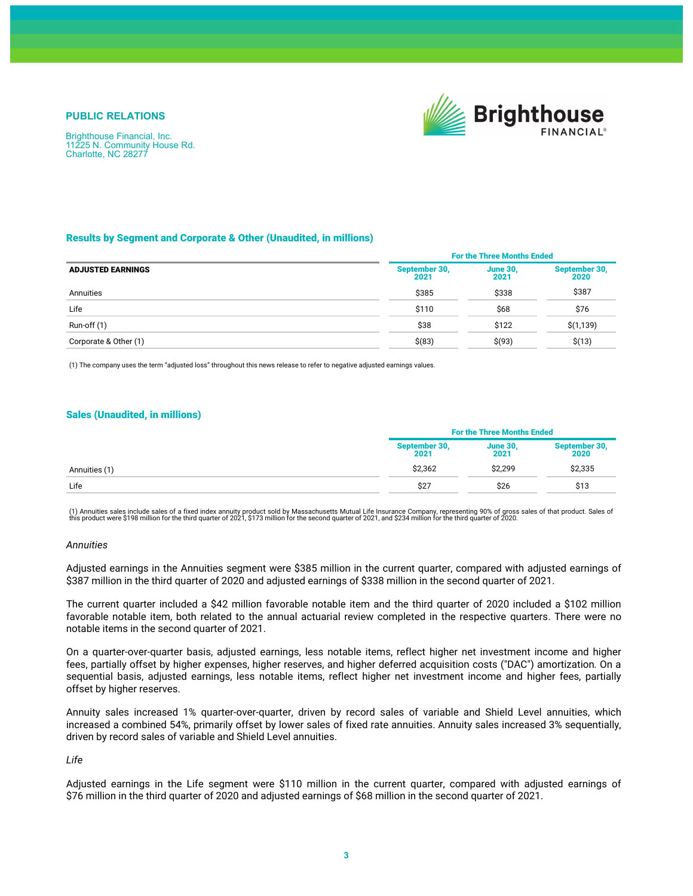**PUBLIC RELATIONS**

Brighthouse Financial, Inc.
11225 N. Community House Rd.
Charlotte, NC 28277

## Results by Segment and Corporate & Other (Unaudited, in millions)

| | For the Three Months Ended | | |
|---|---|---|---|
| **ADJUSTED EARNINGS** | September 30, 2021 | June 30, 2021 | September 30, 2020 |
| Annuities | $385 | $338 | $387 |
| Life | $110 | $68 | $76 |
| Run-off (1) | $38 | $122 | $(1,139) |
| Corporate & Other (1) | $(83) | $(93) | $(13) |

(1) The company uses the term "adjusted loss" throughout this news release to refer to negative adjusted earnings values.

## Sales (Unaudited, in millions)

| | For the Three Months Ended | | |
|---|---|---|---|
| | September 30, 2021 | June 30, 2021 | September 30, 2020 |
| Annuities (1) | $2,362 | $2,299 | $2,335 |
| Life | $27 | $26 | $13 |

(1) Annuities sales include sales of a fixed index annuity product sold by Massachusetts Mutual Life Insurance Company, representing 90% of gross sales of that product. Sales of this product were $198 million for the third quarter of 2021, $173 million for the second quarter of 2021, and $234 million for the third quarter of 2020.

*Annuities*

Adjusted earnings in the Annuities segment were $385 million in the current quarter, compared with adjusted earnings of $387 million in the third quarter of 2020 and adjusted earnings of $338 million in the second quarter of 2021.

The current quarter included a $42 million favorable notable item and the third quarter of 2020 included a $102 million favorable notable item, both related to the annual actuarial review completed in the respective quarters. There were no notable items in the second quarter of 2021.

On a quarter-over-quarter basis, adjusted earnings, less notable items, reflect higher net investment income and higher fees, partially offset by higher expenses, higher reserves, and higher deferred acquisition costs ("DAC") amortization. On a sequential basis, adjusted earnings, less notable items, reflect higher net investment income and higher fees, partially offset by higher reserves.

Annuity sales increased 1% quarter-over-quarter, driven by record sales of variable and Shield Level annuities, which increased a combined 54%, primarily offset by lower sales of fixed rate annuities. Annuity sales increased 3% sequentially, driven by record sales of variable and Shield Level annuities.

*Life*

Adjusted earnings in the Life segment were $110 million in the current quarter, compared with adjusted earnings of $76 million in the third quarter of 2020 and adjusted earnings of $68 million in the second quarter of 2021.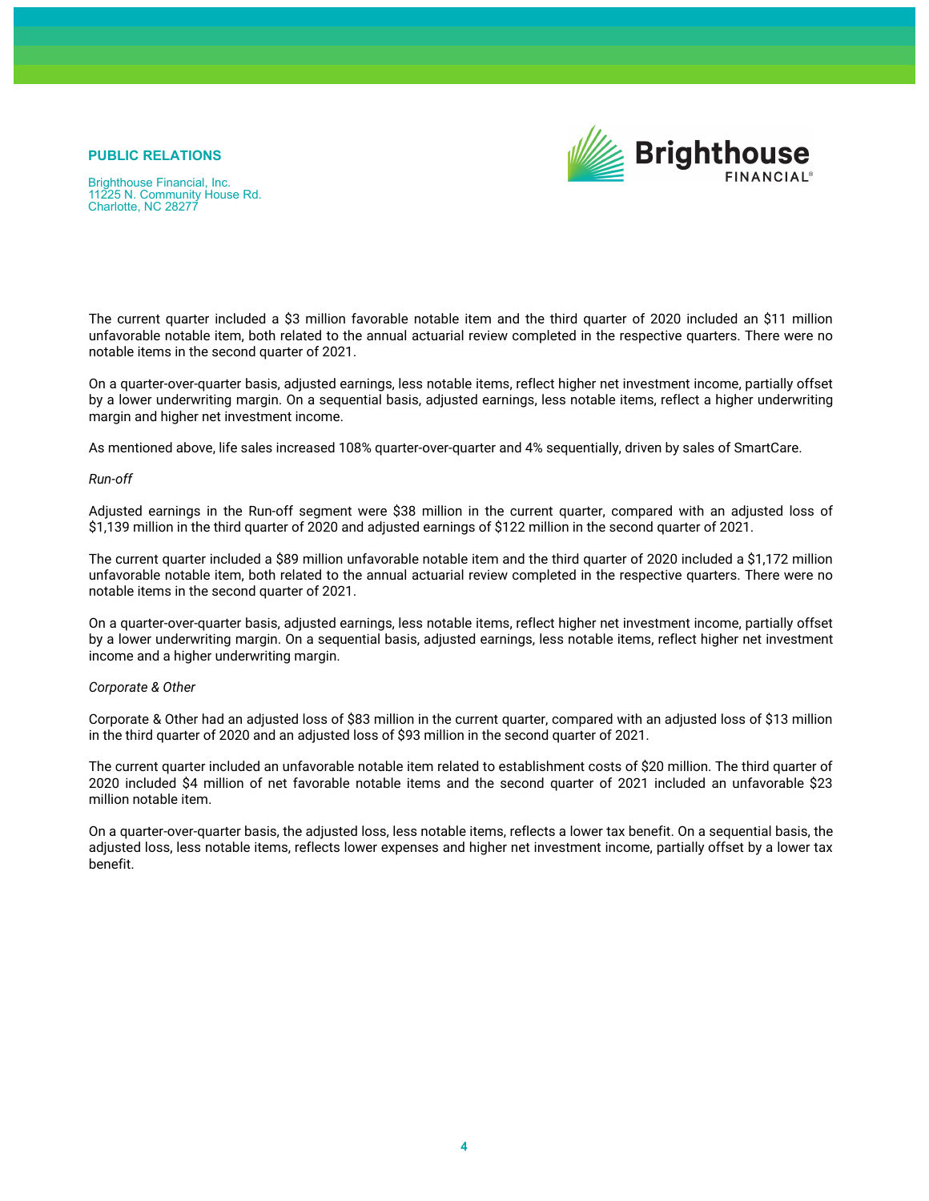The current quarter included a $3 million favorable notable item and the third quarter of 2020 included an $11 million unfavorable notable item, both related to the annual actuarial review completed in the respective quarters. There were no notable items in the second quarter of 2021.

On a quarter-over-quarter basis, adjusted earnings, less notable items, reflect higher net investment income, partially offset by a lower underwriting margin. On a sequential basis, adjusted earnings, less notable items, reflect a higher underwriting margin and higher net investment income.

As mentioned above, life sales increased 108% quarter-over-quarter and 4% sequentially, driven by sales of SmartCare.

*Run-off*

Adjusted earnings in the Run-off segment were $38 million in the current quarter, compared with an adjusted loss of $1,139 million in the third quarter of 2020 and adjusted earnings of $122 million in the second quarter of 2021.

The current quarter included a $89 million unfavorable notable item and the third quarter of 2020 included a $1,172 million unfavorable notable item, both related to the annual actuarial review completed in the respective quarters. There were no notable items in the second quarter of 2021.

On a quarter-over-quarter basis, adjusted earnings, less notable items, reflect higher net investment income, partially offset by a lower underwriting margin. On a sequential basis, adjusted earnings, less notable items, reflect higher net investment income and a higher underwriting margin.

*Corporate & Other*

Corporate & Other had an adjusted loss of $83 million in the current quarter, compared with an adjusted loss of $13 million in the third quarter of 2020 and an adjusted loss of $93 million in the second quarter of 2021.

The current quarter included an unfavorable notable item related to establishment costs of $20 million. The third quarter of 2020 included $4 million of net favorable notable items and the second quarter of 2021 included an unfavorable $23 million notable item.

On a quarter-over-quarter basis, the adjusted loss, less notable items, reflects a lower tax benefit. On a sequential basis, the adjusted loss, less notable items, reflects lower expenses and higher net investment income, partially offset by a lower tax benefit.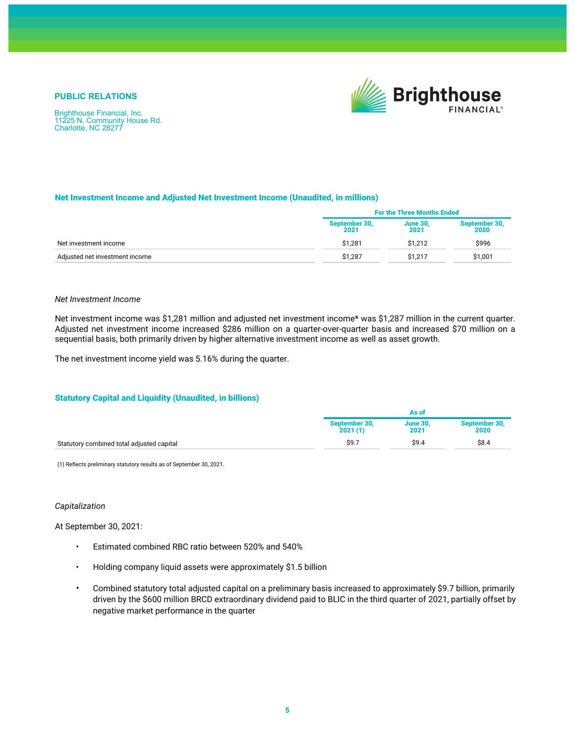PUBLIC RELATIONS

Brighthouse Financial, Inc.
11225 N. Community House Rd.
Charlotte, NC 28277

### Net Investment Income and Adjusted Net Investment Income (Unaudited, in millions)

| | For the Three Months Ended | | |
|---|---|---|---|
| | September 30, 2021 | June 30, 2021 | September 30, 2020 |
| Net investment income | $1,281 | $1,212 | $996 |
| Adjusted net investment income | $1,287 | $1,217 | $1,001 |

*Net Investment Income*

Net investment income was $1,281 million and adjusted net investment income* was $1,287 million in the current quarter. Adjusted net investment income increased $286 million on a quarter-over-quarter basis and increased $70 million on a sequential basis, both primarily driven by higher alternative investment income as well as asset growth.

The net investment income yield was 5.16% during the quarter.

### Statutory Capital and Liquidity (Unaudited, in billions)

| | As of | | |
|---|---|---|---|
| | September 30, 2021 (1) | June 30, 2021 | September 30, 2020 |
| Statutory combined total adjusted capital | $9.7 | $9.4 | $8.4 |

(1) Reflects preliminary statutory results as of September 30, 2021.

*Capitalization*

At September 30, 2021:

- Estimated combined RBC ratio between 520% and 540%
- Holding company liquid assets were approximately $1.5 billion
- Combined statutory total adjusted capital on a preliminary basis increased to approximately $9.7 billion, primarily driven by the $600 million BRCD extraordinary dividend paid to BLIC in the third quarter of 2021, partially offset by negative market performance in the quarter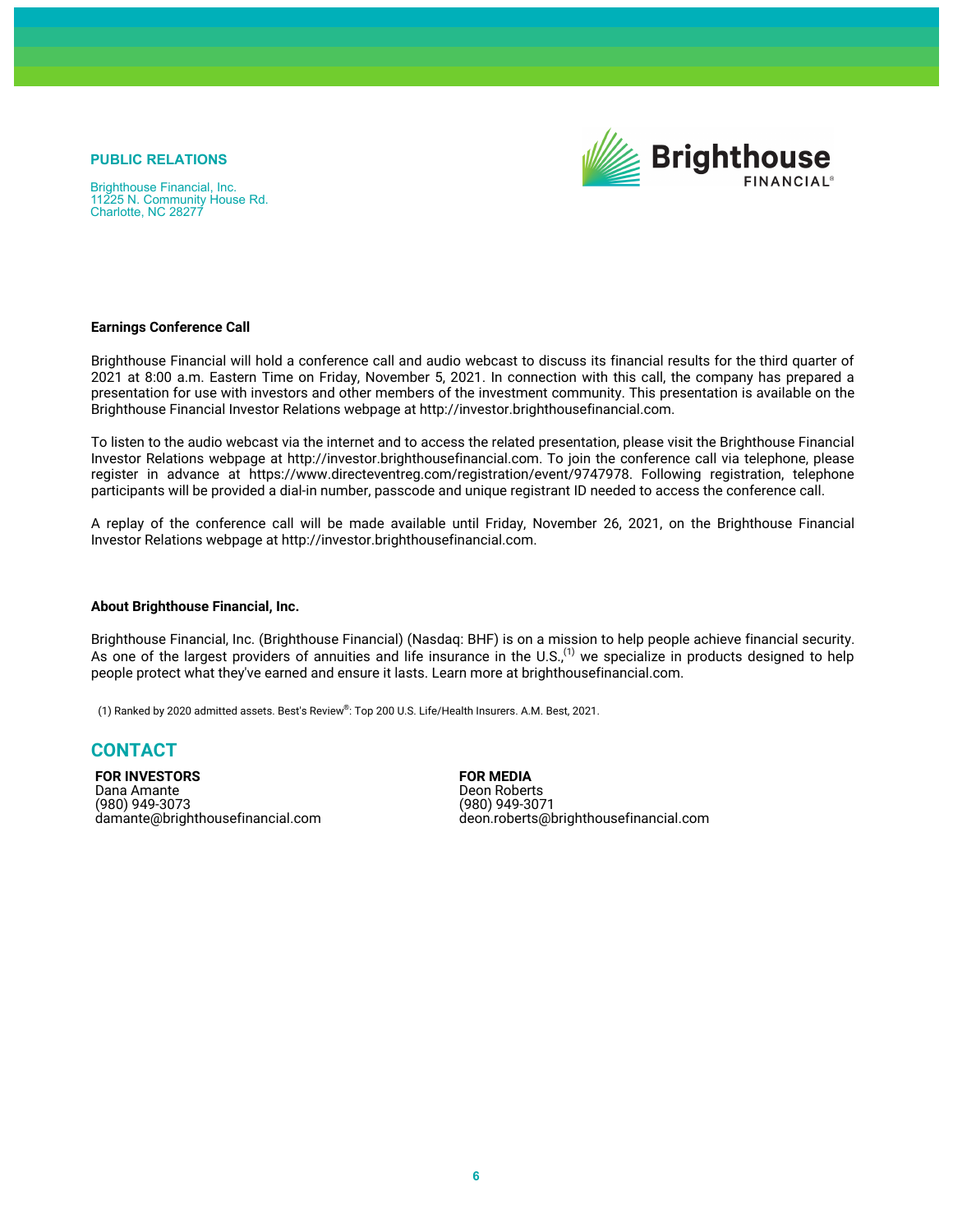**PUBLIC RELATIONS**

Brighthouse Financial, Inc.
11225 N. Community House Rd.
Charlotte, NC 28277

**Earnings Conference Call**

Brighthouse Financial will hold a conference call and audio webcast to discuss its financial results for the third quarter of 2021 at 8:00 a.m. Eastern Time on Friday, November 5, 2021. In connection with this call, the company has prepared a presentation for use with investors and other members of the investment community. This presentation is available on the Brighthouse Financial Investor Relations webpage at http://investor.brighthousefinancial.com.

To listen to the audio webcast via the internet and to access the related presentation, please visit the Brighthouse Financial Investor Relations webpage at http://investor.brighthousefinancial.com. To join the conference call via telephone, please register in advance at https://www.directeventreg.com/registration/event/9747978. Following registration, telephone participants will be provided a dial-in number, passcode and unique registrant ID needed to access the conference call.

A replay of the conference call will be made available until Friday, November 26, 2021, on the Brighthouse Financial Investor Relations webpage at http://investor.brighthousefinancial.com.

**About Brighthouse Financial, Inc.**

Brighthouse Financial, Inc. (Brighthouse Financial) (Nasdaq: BHF) is on a mission to help people achieve financial security. As one of the largest providers of annuities and life insurance in the U.S.,[(1)] we specialize in products designed to help people protect what they've earned and ensure it lasts. Learn more at brighthousefinancial.com.

(1) Ranked by 2020 admitted assets. Best's Review®: Top 200 U.S. Life/Health Insurers. A.M. Best, 2021.

## CONTACT

**FOR INVESTORS**
Dana Amante
(980) 949-3073
damante@brighthousefinancial.com

**FOR MEDIA**
Deon Roberts
(980) 949-3071
deon.roberts@brighthousefinancial.com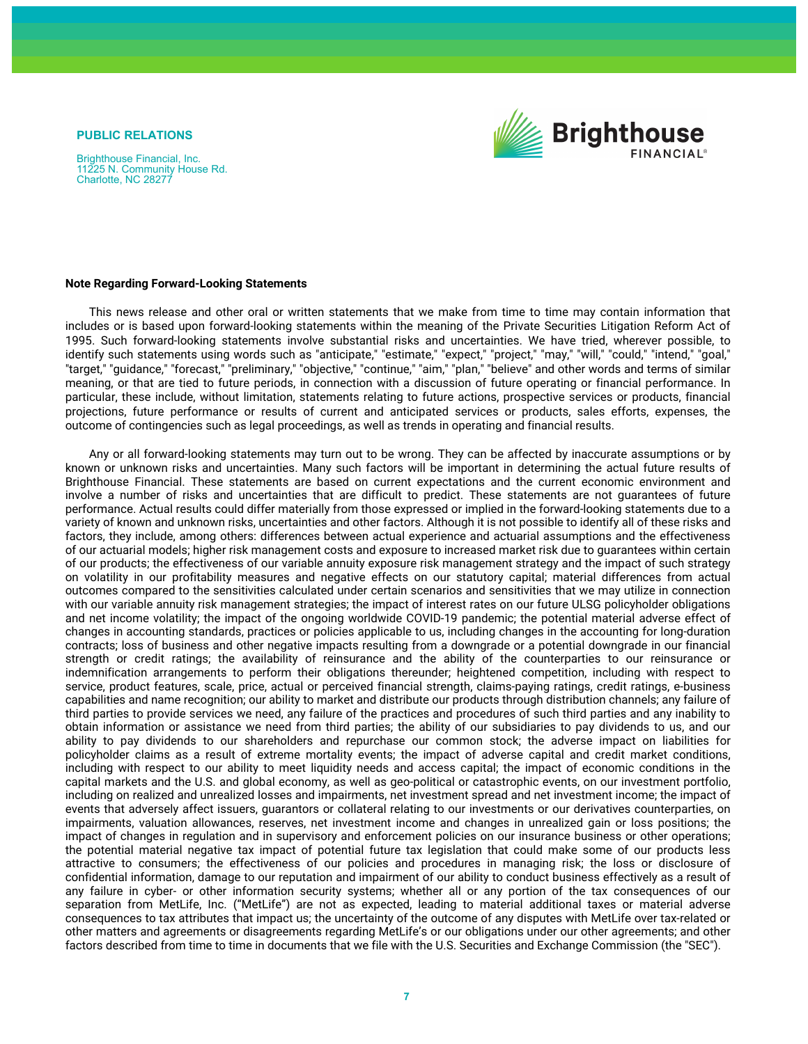**PUBLIC RELATIONS**

Brighthouse Financial, Inc.
11225 N. Community House Rd.
Charlotte, NC 28277

**Note Regarding Forward-Looking Statements**

This news release and other oral or written statements that we make from time to time may contain information that includes or is based upon forward-looking statements within the meaning of the Private Securities Litigation Reform Act of 1995. Such forward-looking statements involve substantial risks and uncertainties. We have tried, wherever possible, to identify such statements using words such as "anticipate," "estimate," "expect," "project," "may," "will," "could," "intend," "goal," "target," "guidance," "forecast," "preliminary," "objective," "continue," "aim," "plan," "believe" and other words and terms of similar meaning, or that are tied to future periods, in connection with a discussion of future operating or financial performance. In particular, these include, without limitation, statements relating to future actions, prospective services or products, financial projections, future performance or results of current and anticipated services or products, sales efforts, expenses, the outcome of contingencies such as legal proceedings, as well as trends in operating and financial results.

Any or all forward-looking statements may turn out to be wrong. They can be affected by inaccurate assumptions or by known or unknown risks and uncertainties. Many such factors will be important in determining the actual future results of Brighthouse Financial. These statements are based on current expectations and the current economic environment and involve a number of risks and uncertainties that are difficult to predict. These statements are not guarantees of future performance. Actual results could differ materially from those expressed or implied in the forward-looking statements due to a variety of known and unknown risks, uncertainties and other factors. Although it is not possible to identify all of these risks and factors, they include, among others: differences between actual experience and actuarial assumptions and the effectiveness of our actuarial models; higher risk management costs and exposure to increased market risk due to guarantees within certain of our products; the effectiveness of our variable annuity exposure risk management strategy and the impact of such strategy on volatility in our profitability measures and negative effects on our statutory capital; material differences from actual outcomes compared to the sensitivities calculated under certain scenarios and sensitivities that we may utilize in connection with our variable annuity risk management strategies; the impact of interest rates on our future ULSG policyholder obligations and net income volatility; the impact of the ongoing worldwide COVID-19 pandemic; the potential material adverse effect of changes in accounting standards, practices or policies applicable to us, including changes in the accounting for long-duration contracts; loss of business and other negative impacts resulting from a downgrade or a potential downgrade in our financial strength or credit ratings; the availability of reinsurance and the ability of the counterparties to our reinsurance or indemnification arrangements to perform their obligations thereunder; heightened competition, including with respect to service, product features, scale, price, actual or perceived financial strength, claims-paying ratings, credit ratings, e-business capabilities and name recognition; our ability to market and distribute our products through distribution channels; any failure of third parties to provide services we need, any failure of the practices and procedures of such third parties and any inability to obtain information or assistance we need from third parties; the ability of our subsidiaries to pay dividends to us, and our ability to pay dividends to our shareholders and repurchase our common stock; the adverse impact on liabilities for policyholder claims as a result of extreme mortality events; the impact of adverse capital and credit market conditions, including with respect to our ability to meet liquidity needs and access capital; the impact of economic conditions in the capital markets and the U.S. and global economy, as well as geo-political or catastrophic events, on our investment portfolio, including on realized and unrealized losses and impairments, net investment spread and net investment income; the impact of events that adversely affect issuers, guarantors or collateral relating to our investments or our derivatives counterparties, on impairments, valuation allowances, reserves, net investment income and changes in unrealized gain or loss positions; the impact of changes in regulation and in supervisory and enforcement policies on our insurance business or other operations; the potential material negative tax impact of potential future tax legislation that could make some of our products less attractive to consumers; the effectiveness of our policies and procedures in managing risk; the loss or disclosure of confidential information, damage to our reputation and impairment of our ability to conduct business effectively as a result of any failure in cyber- or other information security systems; whether all or any portion of the tax consequences of our separation from MetLife, Inc. ("MetLife") are not as expected, leading to material additional taxes or material adverse consequences to tax attributes that impact us; the uncertainty of the outcome of any disputes with MetLife over tax-related or other matters and agreements or disagreements regarding MetLife's or our obligations under our other agreements; and other factors described from time to time in documents that we file with the U.S. Securities and Exchange Commission (the "SEC").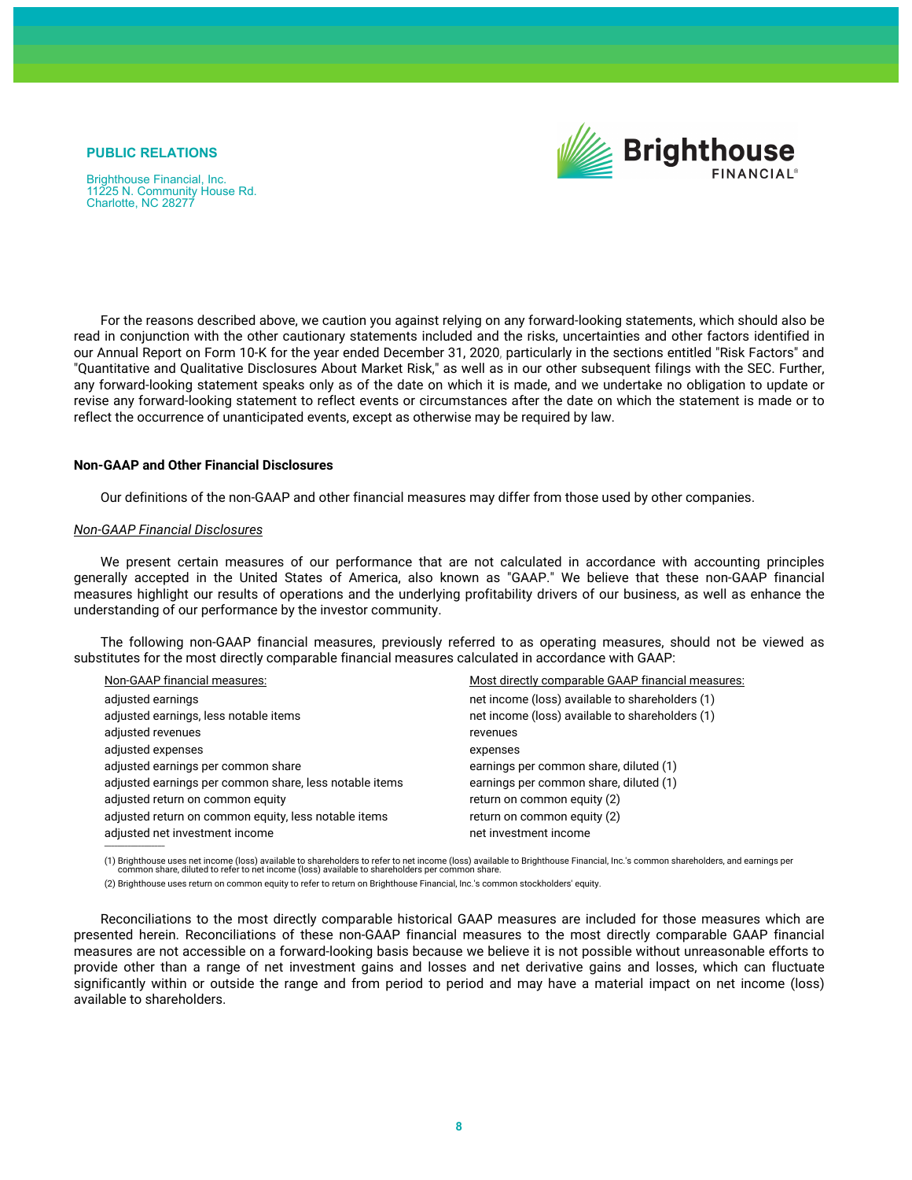PUBLIC RELATIONS

Brighthouse Financial, Inc.
11225 N. Community House Rd.
Charlotte, NC 28277

For the reasons described above, we caution you against relying on any forward-looking statements, which should also be read in conjunction with the other cautionary statements included and the risks, uncertainties and other factors identified in our Annual Report on Form 10-K for the year ended December 31, 2020, particularly in the sections entitled "Risk Factors" and "Quantitative and Qualitative Disclosures About Market Risk," as well as in our other subsequent filings with the SEC. Further, any forward-looking statement speaks only as of the date on which it is made, and we undertake no obligation to update or revise any forward-looking statement to reflect events or circumstances after the date on which the statement is made or to reflect the occurrence of unanticipated events, except as otherwise may be required by law.

**Non-GAAP and Other Financial Disclosures**

Our definitions of the non-GAAP and other financial measures may differ from those used by other companies.

*Non-GAAP Financial Disclosures*

We present certain measures of our performance that are not calculated in accordance with accounting principles generally accepted in the United States of America, also known as "GAAP." We believe that these non-GAAP financial measures highlight our results of operations and the underlying profitability drivers of our business, as well as enhance the understanding of our performance by the investor community.

The following non-GAAP financial measures, previously referred to as operating measures, should not be viewed as substitutes for the most directly comparable financial measures calculated in accordance with GAAP:

| Non-GAAP financial measures: | Most directly comparable GAAP financial measures: |
|---|---|
| adjusted earnings | net income (loss) available to shareholders (1) |
| adjusted earnings, less notable items | net income (loss) available to shareholders (1) |
| adjusted revenues | revenues |
| adjusted expenses | expenses |
| adjusted earnings per common share | earnings per common share, diluted (1) |
| adjusted earnings per common share, less notable items | earnings per common share, diluted (1) |
| adjusted return on common equity | return on common equity (2) |
| adjusted return on common equity, less notable items | return on common equity (2) |
| adjusted net investment income | net investment income |

(1) Brighthouse uses net income (loss) available to shareholders to refer to net income (loss) available to Brighthouse Financial, Inc.'s common shareholders, and earnings per common share, diluted to refer to net income (loss) available to shareholders per common share.

(2) Brighthouse uses return on common equity to refer to return on Brighthouse Financial, Inc.'s common stockholders' equity.

Reconciliations to the most directly comparable historical GAAP measures are included for those measures which are presented herein. Reconciliations of these non-GAAP financial measures to the most directly comparable GAAP financial measures are not accessible on a forward-looking basis because we believe it is not possible without unreasonable efforts to provide other than a range of net investment gains and losses and net derivative gains and losses, which can fluctuate significantly within or outside the range and from period to period and may have a material impact on net income (loss) available to shareholders.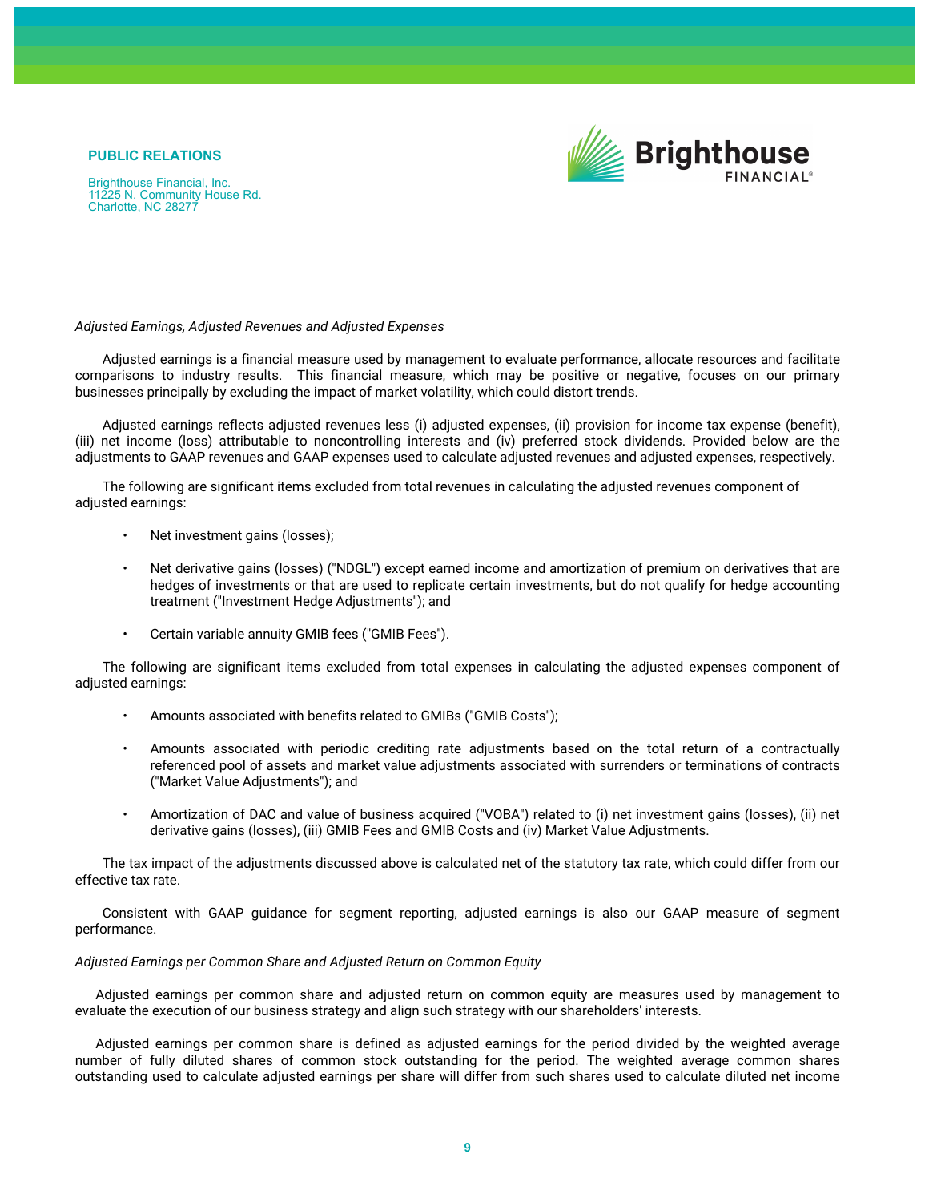PUBLIC RELATIONS

Brighthouse Financial, Inc.
11225 N. Community House Rd.
Charlotte, NC 28277

*Adjusted Earnings, Adjusted Revenues and Adjusted Expenses*

Adjusted earnings is a financial measure used by management to evaluate performance, allocate resources and facilitate comparisons to industry results. This financial measure, which may be positive or negative, focuses on our primary businesses principally by excluding the impact of market volatility, which could distort trends.

Adjusted earnings reflects adjusted revenues less (i) adjusted expenses, (ii) provision for income tax expense (benefit), (iii) net income (loss) attributable to noncontrolling interests and (iv) preferred stock dividends. Provided below are the adjustments to GAAP revenues and GAAP expenses used to calculate adjusted revenues and adjusted expenses, respectively.

The following are significant items excluded from total revenues in calculating the adjusted revenues component of adjusted earnings:

- Net investment gains (losses);
- Net derivative gains (losses) ("NDGL") except earned income and amortization of premium on derivatives that are hedges of investments or that are used to replicate certain investments, but do not qualify for hedge accounting treatment ("Investment Hedge Adjustments"); and
- Certain variable annuity GMIB fees ("GMIB Fees").

The following are significant items excluded from total expenses in calculating the adjusted expenses component of adjusted earnings:

- Amounts associated with benefits related to GMIBs ("GMIB Costs");
- Amounts associated with periodic crediting rate adjustments based on the total return of a contractually referenced pool of assets and market value adjustments associated with surrenders or terminations of contracts ("Market Value Adjustments"); and
- Amortization of DAC and value of business acquired ("VOBA") related to (i) net investment gains (losses), (ii) net derivative gains (losses), (iii) GMIB Fees and GMIB Costs and (iv) Market Value Adjustments.

The tax impact of the adjustments discussed above is calculated net of the statutory tax rate, which could differ from our effective tax rate.

Consistent with GAAP guidance for segment reporting, adjusted earnings is also our GAAP measure of segment performance.

*Adjusted Earnings per Common Share and Adjusted Return on Common Equity*

Adjusted earnings per common share and adjusted return on common equity are measures used by management to evaluate the execution of our business strategy and align such strategy with our shareholders' interests.

Adjusted earnings per common share is defined as adjusted earnings for the period divided by the weighted average number of fully diluted shares of common stock outstanding for the period. The weighted average common shares outstanding used to calculate adjusted earnings per share will differ from such shares used to calculate diluted net income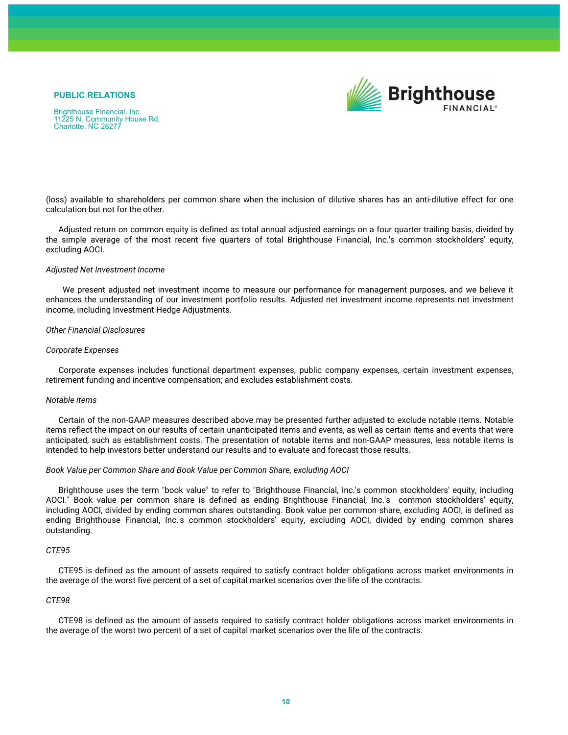(loss) available to shareholders per common share when the inclusion of dilutive shares has an anti-dilutive effect for one calculation but not for the other.

Adjusted return on common equity is defined as total annual adjusted earnings on a four quarter trailing basis, divided by the simple average of the most recent five quarters of total Brighthouse Financial, Inc.'s common stockholders' equity, excluding AOCI.

*Adjusted Net Investment Income*

We present adjusted net investment income to measure our performance for management purposes, and we believe it enhances the understanding of our investment portfolio results. Adjusted net investment income represents net investment income, including Investment Hedge Adjustments.

*Other Financial Disclosures*

*Corporate Expenses*

Corporate expenses includes functional department expenses, public company expenses, certain investment expenses, retirement funding and incentive compensation; and excludes establishment costs.

*Notable items*

Certain of the non-GAAP measures described above may be presented further adjusted to exclude notable items. Notable items reflect the impact on our results of certain unanticipated items and events, as well as certain items and events that were anticipated, such as establishment costs. The presentation of notable items and non-GAAP measures, less notable items is intended to help investors better understand our results and to evaluate and forecast those results.

*Book Value per Common Share and Book Value per Common Share, excluding AOCI*

Brighthouse uses the term "book value" to refer to "Brighthouse Financial, Inc.'s common stockholders' equity, including AOCI." Book value per common share is defined as ending Brighthouse Financial, Inc.'s common stockholders' equity, including AOCI, divided by ending common shares outstanding. Book value per common share, excluding AOCI, is defined as ending Brighthouse Financial, Inc.'s common stockholders' equity, excluding AOCI, divided by ending common shares outstanding.

*CTE95*

CTE95 is defined as the amount of assets required to satisfy contract holder obligations across market environments in the average of the worst five percent of a set of capital market scenarios over the life of the contracts.

*CTE98*

CTE98 is defined as the amount of assets required to satisfy contract holder obligations across market environments in the average of the worst two percent of a set of capital market scenarios over the life of the contracts.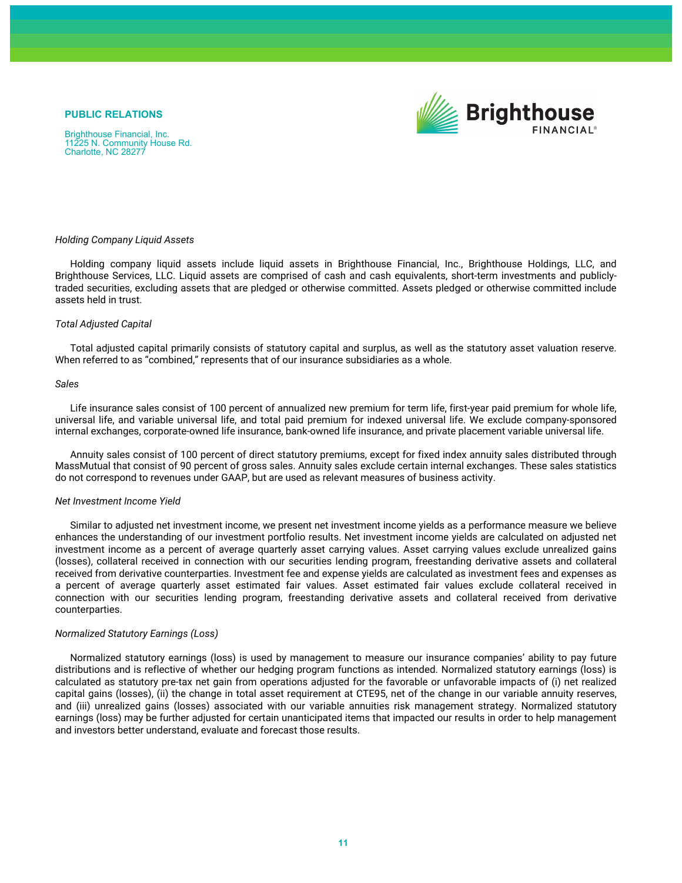*Holding Company Liquid Assets*

Holding company liquid assets include liquid assets in Brighthouse Financial, Inc., Brighthouse Holdings, LLC, and Brighthouse Services, LLC. Liquid assets are comprised of cash and cash equivalents, short-term investments and publicly-traded securities, excluding assets that are pledged or otherwise committed. Assets pledged or otherwise committed include assets held in trust.

*Total Adjusted Capital*

Total adjusted capital primarily consists of statutory capital and surplus, as well as the statutory asset valuation reserve. When referred to as "combined," represents that of our insurance subsidiaries as a whole.

*Sales*

Life insurance sales consist of 100 percent of annualized new premium for term life, first-year paid premium for whole life, universal life, and variable universal life, and total paid premium for indexed universal life. We exclude company-sponsored internal exchanges, corporate-owned life insurance, bank-owned life insurance, and private placement variable universal life.

Annuity sales consist of 100 percent of direct statutory premiums, except for fixed index annuity sales distributed through MassMutual that consist of 90 percent of gross sales. Annuity sales exclude certain internal exchanges. These sales statistics do not correspond to revenues under GAAP, but are used as relevant measures of business activity.

*Net Investment Income Yield*

Similar to adjusted net investment income, we present net investment income yields as a performance measure we believe enhances the understanding of our investment portfolio results. Net investment income yields are calculated on adjusted net investment income as a percent of average quarterly asset carrying values. Asset carrying values exclude unrealized gains (losses), collateral received in connection with our securities lending program, freestanding derivative assets and collateral received from derivative counterparties. Investment fee and expense yields are calculated as investment fees and expenses as a percent of average quarterly asset estimated fair values. Asset estimated fair values exclude collateral received in connection with our securities lending program, freestanding derivative assets and collateral received from derivative counterparties.

*Normalized Statutory Earnings (Loss)*

Normalized statutory earnings (loss) is used by management to measure our insurance companies' ability to pay future distributions and is reflective of whether our hedging program functions as intended. Normalized statutory earnings (loss) is calculated as statutory pre-tax net gain from operations adjusted for the favorable or unfavorable impacts of (i) net realized capital gains (losses), (ii) the change in total asset requirement at CTE95, net of the change in our variable annuity reserves, and (iii) unrealized gains (losses) associated with our variable annuities risk management strategy. Normalized statutory earnings (loss) may be further adjusted for certain unanticipated items that impacted our results in order to help management and investors better understand, evaluate and forecast those results.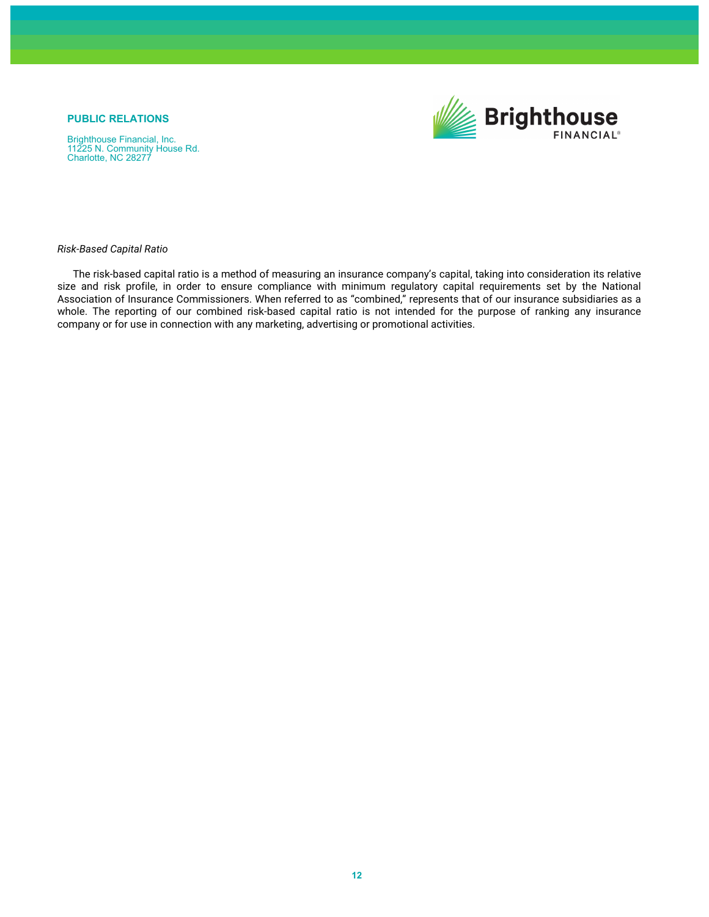*Risk-Based Capital Ratio*

The risk-based capital ratio is a method of measuring an insurance company's capital, taking into consideration its relative size and risk profile, in order to ensure compliance with minimum regulatory capital requirements set by the National Association of Insurance Commissioners. When referred to as "combined," represents that of our insurance subsidiaries as a whole. The reporting of our combined risk-based capital ratio is not intended for the purpose of ranking any insurance company or for use in connection with any marketing, advertising or promotional activities.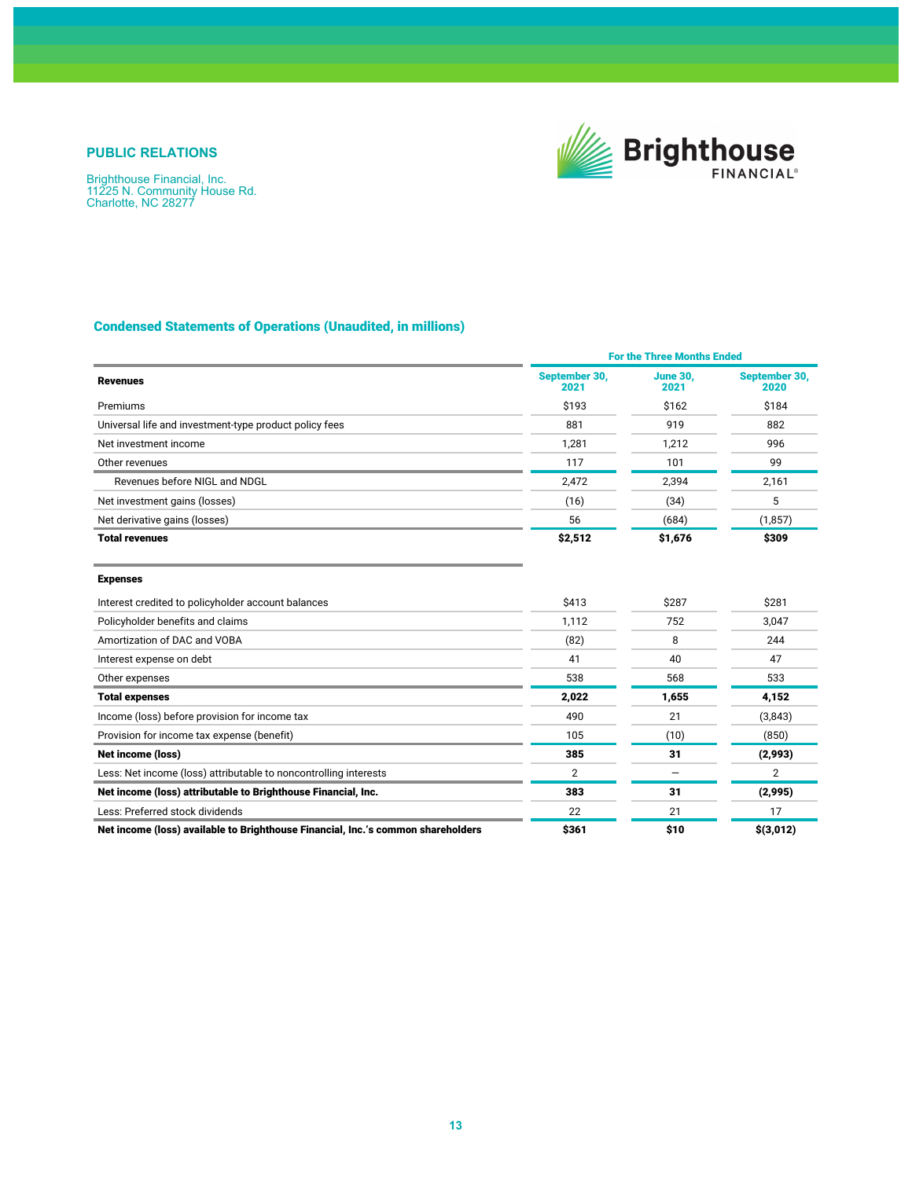**PUBLIC RELATIONS**

Brighthouse Financial, Inc.
11225 N. Community House Rd.
Charlotte, NC 28277

## Condensed Statements of Operations (Unaudited, in millions)

| | For the Three Months Ended | | |
|---|---|---|---|
| **Revenues** | September 30, 2021 | June 30, 2021 | September 30, 2020 |
| Premiums | $193 | $162 | $184 |
| Universal life and investment-type product policy fees | 881 | 919 | 882 |
| Net investment income | 1,281 | 1,212 | 996 |
| Other revenues | 117 | 101 | 99 |
| Revenues before NIGL and NDGL | 2,472 | 2,394 | 2,161 |
| Net investment gains (losses) | (16) | (34) | 5 |
| Net derivative gains (losses) | 56 | (684) | (1,857) |
| **Total revenues** | **$2,512** | **$1,676** | **$309** |
| **Expenses** | | | |
| Interest credited to policyholder account balances | $413 | $287 | $281 |
| Policyholder benefits and claims | 1,112 | 752 | 3,047 |
| Amortization of DAC and VOBA | (82) | 8 | 244 |
| Interest expense on debt | 41 | 40 | 47 |
| Other expenses | 538 | 568 | 533 |
| **Total expenses** | **2,022** | **1,655** | **4,152** |
| Income (loss) before provision for income tax | 490 | 21 | (3,843) |
| Provision for income tax expense (benefit) | 105 | (10) | (850) |
| **Net income (loss)** | **385** | **31** | **(2,993)** |
| Less: Net income (loss) attributable to noncontrolling interests | 2 | — | 2 |
| **Net income (loss) attributable to Brighthouse Financial, Inc.** | **383** | **31** | **(2,995)** |
| Less: Preferred stock dividends | 22 | 21 | 17 |
| **Net income (loss) available to Brighthouse Financial, Inc.'s common shareholders** | **$361** | **$10** | **$(3,012)** |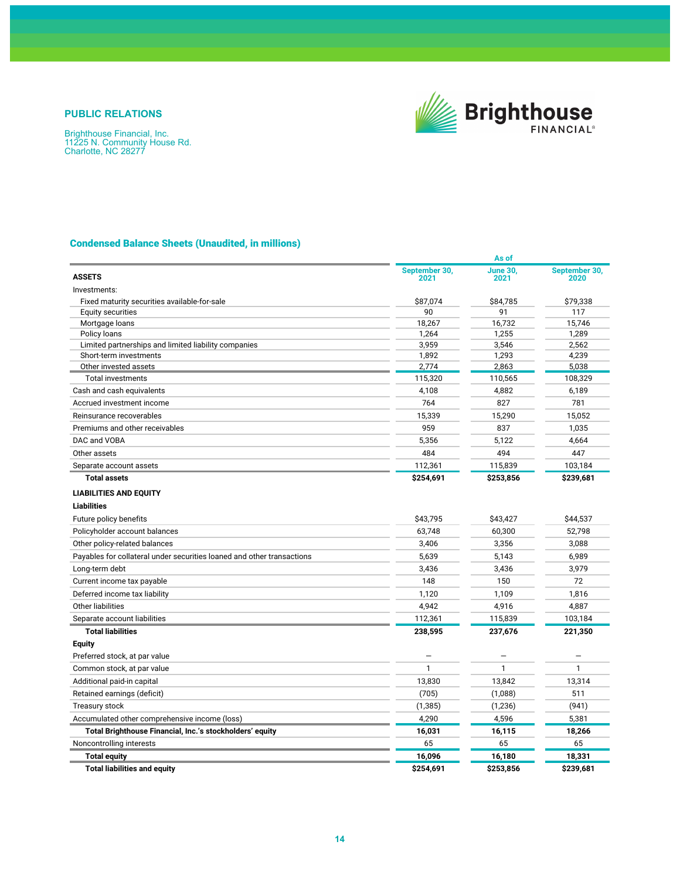**PUBLIC RELATIONS**

Brighthouse Financial, Inc.
11225 N. Community House Rd.
Charlotte, NC 28277

## Condensed Balance Sheets (Unaudited, in millions)

| | As of | | |
|---|---|---|---|
| **ASSETS** | September 30, 2021 | June 30, 2021 | September 30, 2020 |
| Investments: | | | |
| Fixed maturity securities available-for-sale | $87,074 | $84,785 | $79,338 |
| Equity securities | 90 | 91 | 117 |
| Mortgage loans | 18,267 | 16,732 | 15,746 |
| Policy loans | 1,264 | 1,255 | 1,289 |
| Limited partnerships and limited liability companies | 3,959 | 3,546 | 2,562 |
| Short-term investments | 1,892 | 1,293 | 4,239 |
| Other invested assets | 2,774 | 2,863 | 5,038 |
| Total investments | 115,320 | 110,565 | 108,329 |
| Cash and cash equivalents | 4,108 | 4,882 | 6,189 |
| Accrued investment income | 764 | 827 | 781 |
| Reinsurance recoverables | 15,339 | 15,290 | 15,052 |
| Premiums and other receivables | 959 | 837 | 1,035 |
| DAC and VOBA | 5,356 | 5,122 | 4,664 |
| Other assets | 484 | 494 | 447 |
| Separate account assets | 112,361 | 115,839 | 103,184 |
| **Total assets** | **$254,691** | **$253,856** | **$239,681** |
| **LIABILITIES AND EQUITY** | | | |
| **Liabilities** | | | |
| Future policy benefits | $43,795 | $43,427 | $44,537 |
| Policyholder account balances | 63,748 | 60,300 | 52,798 |
| Other policy-related balances | 3,406 | 3,356 | 3,088 |
| Payables for collateral under securities loaned and other transactions | 5,639 | 5,143 | 6,989 |
| Long-term debt | 3,436 | 3,436 | 3,979 |
| Current income tax payable | 148 | 150 | 72 |
| Deferred income tax liability | 1,120 | 1,109 | 1,816 |
| Other liabilities | 4,942 | 4,916 | 4,887 |
| Separate account liabilities | 112,361 | 115,839 | 103,184 |
| **Total liabilities** | **238,595** | **237,676** | **221,350** |
| **Equity** | | | |
| Preferred stock, at par value | — | — | — |
| Common stock, at par value | 1 | 1 | 1 |
| Additional paid-in capital | 13,830 | 13,842 | 13,314 |
| Retained earnings (deficit) | (705) | (1,088) | 511 |
| Treasury stock | (1,385) | (1,236) | (941) |
| Accumulated other comprehensive income (loss) | 4,290 | 4,596 | 5,381 |
| **Total Brighthouse Financial, Inc.'s stockholders' equity** | **16,031** | **16,115** | **18,266** |
| Noncontrolling interests | 65 | 65 | 65 |
| **Total equity** | **16,096** | **16,180** | **18,331** |
| **Total liabilities and equity** | **$254,691** | **$253,856** | **$239,681** |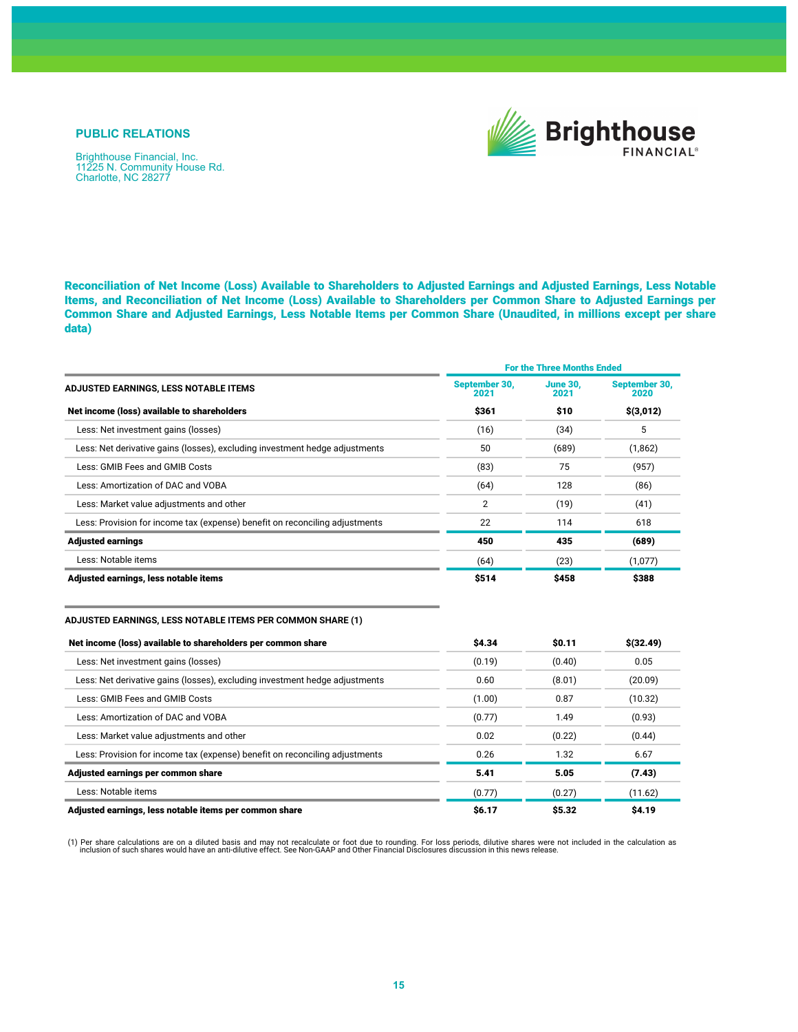**PUBLIC RELATIONS**

Brighthouse Financial, Inc.
11225 N. Community House Rd.
Charlotte, NC 28277

## Reconciliation of Net Income (Loss) Available to Shareholders to Adjusted Earnings and Adjusted Earnings, Less Notable Items, and Reconciliation of Net Income (Loss) Available to Shareholders per Common Share to Adjusted Earnings per Common Share and Adjusted Earnings, Less Notable Items per Common Share (Unaudited, in millions except per share data)

| | For the Three Months Ended | | |
|---|---|---|---|
| **ADJUSTED EARNINGS, LESS NOTABLE ITEMS** | **September 30, 2021** | **June 30, 2021** | **September 30, 2020** |
| **Net income (loss) available to shareholders** | **$361** | **$10** | **$(3,012)** |
| Less: Net investment gains (losses) | (16) | (34) | 5 |
| Less: Net derivative gains (losses), excluding investment hedge adjustments | 50 | (689) | (1,862) |
| Less: GMIB Fees and GMIB Costs | (83) | 75 | (957) |
| Less: Amortization of DAC and VOBA | (64) | 128 | (86) |
| Less: Market value adjustments and other | 2 | (19) | (41) |
| Less: Provision for income tax (expense) benefit on reconciling adjustments | 22 | 114 | 618 |
| **Adjusted earnings** | **450** | **435** | **(689)** |
| Less: Notable items | (64) | (23) | (1,077) |
| **Adjusted earnings, less notable items** | **$514** | **$458** | **$388** |

| **ADJUSTED EARNINGS, LESS NOTABLE ITEMS PER COMMON SHARE (1)** | | | |
|---|---|---|---|
| **Net income (loss) available to shareholders per common share** | **$4.34** | **$0.11** | **$(32.49)** |
| Less: Net investment gains (losses) | (0.19) | (0.40) | 0.05 |
| Less: Net derivative gains (losses), excluding investment hedge adjustments | 0.60 | (8.01) | (20.09) |
| Less: GMIB Fees and GMIB Costs | (1.00) | 0.87 | (10.32) |
| Less: Amortization of DAC and VOBA | (0.77) | 1.49 | (0.93) |
| Less: Market value adjustments and other | 0.02 | (0.22) | (0.44) |
| Less: Provision for income tax (expense) benefit on reconciling adjustments | 0.26 | 1.32 | 6.67 |
| **Adjusted earnings per common share** | **5.41** | **5.05** | **(7.43)** |
| Less: Notable items | (0.77) | (0.27) | (11.62) |
| **Adjusted earnings, less notable items per common share** | **$6.17** | **$5.32** | **$4.19** |

(1) Per share calculations are on a diluted basis and may not recalculate or foot due to rounding. For loss periods, dilutive shares were not included in the calculation as inclusion of such shares would have an anti-dilutive effect. See Non-GAAP and Other Financial Disclosures discussion in this news release.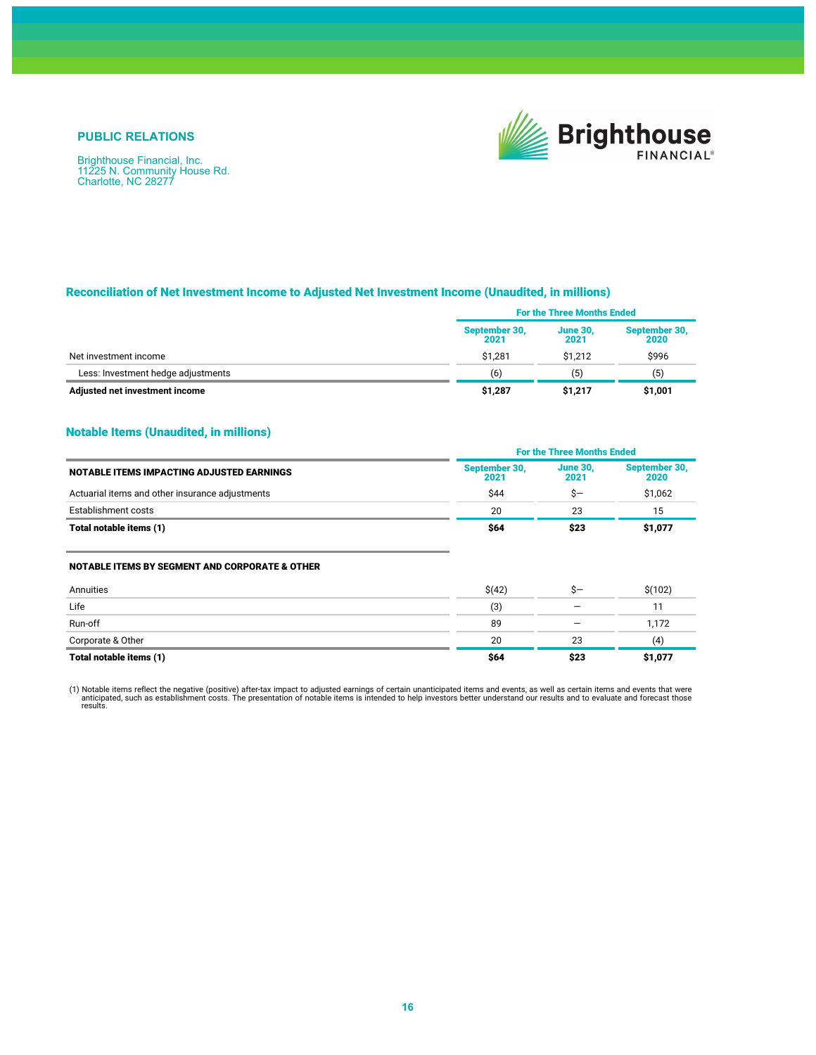PUBLIC RELATIONS

Brighthouse Financial, Inc.
11225 N. Community House Rd.
Charlotte, NC 28277

## Reconciliation of Net Investment Income to Adjusted Net Investment Income (Unaudited, in millions)

| | For the Three Months Ended | | |
|---|---|---|---|
| | September 30, 2021 | June 30, 2021 | September 30, 2020 |
| Net investment income | $1,281 | $1,212 | $996 |
| Less: Investment hedge adjustments | (6) | (5) | (5) |
| **Adjusted net investment income** | **$1,287** | **$1,217** | **$1,001** |

## Notable Items (Unaudited, in millions)

| | For the Three Months Ended | | |
|---|---|---|---|
| **NOTABLE ITEMS IMPACTING ADJUSTED EARNINGS** | September 30, 2021 | June 30, 2021 | September 30, 2020 |
| Actuarial items and other insurance adjustments | $44 | $— | $1,062 |
| Establishment costs | 20 | 23 | 15 |
| **Total notable items (1)** | **$64** | **$23** | **$1,077** |
| | | | |
| **NOTABLE ITEMS BY SEGMENT AND CORPORATE & OTHER** | | | |
| Annuities | $(42) | $— | $(102) |
| Life | (3) | — | 11 |
| Run-off | 89 | — | 1,172 |
| Corporate & Other | 20 | 23 | (4) |
| **Total notable items (1)** | **$64** | **$23** | **$1,077** |

(1) Notable items reflect the negative (positive) after-tax impact to adjusted earnings of certain unanticipated items and events, as well as certain items and events that were anticipated, such as establishment costs. The presentation of notable items is intended to help investors better understand our results and to evaluate and forecast those results.